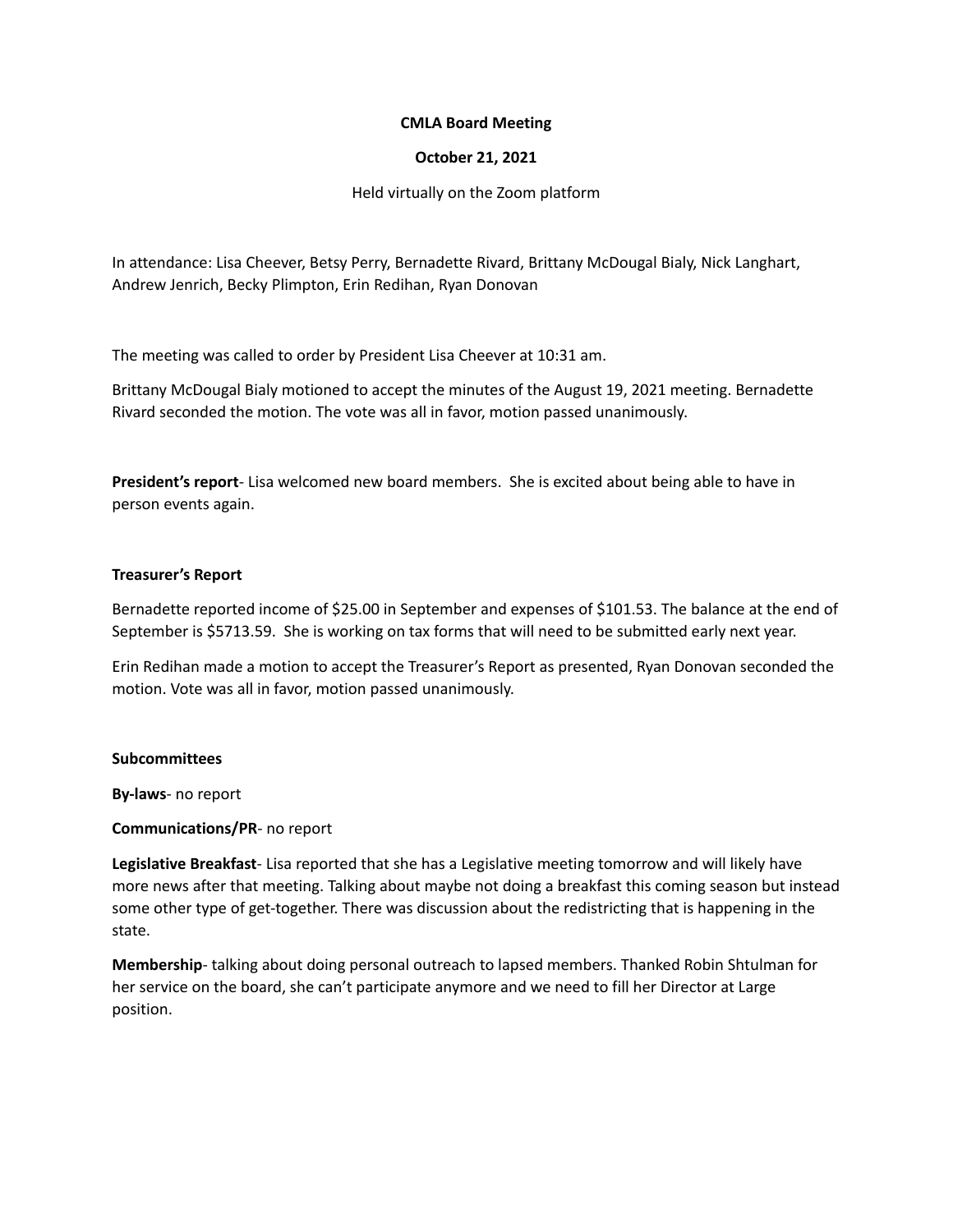**CMLA Board Meeting**

**October 21, 2021**

Held virtually on the Zoom platform

In attendance: Lisa Cheever, Betsy Perry, Bernadette Rivard, Brittany McDougal Bialy, Nick Langhart, Andrew Jenrich, Becky Plimpton, Erin Redihan, Ryan Donovan

The meeting was called to order by President Lisa Cheever at 10:31 am.

Brittany McDougal Bialy motioned to accept the minutes of the August 19, 2021 meeting. Bernadette Rivard seconded the motion. The vote was all in favor, motion passed unanimously.

**President's report**- Lisa welcomed new board members. She is excited about being able to have in person events again.

**Treasurer's Report**

Bernadette reported income of $25.00 in September and expenses of $101.53. The balance at the end of September is $5713.59. She is working on tax forms that will need to be submitted early next year.

Erin Redihan made a motion to accept the Treasurer's Report as presented, Ryan Donovan seconded the motion. Vote was all in favor, motion passed unanimously.

**Subcommittees**

**By-laws**- no report

**Communications/PR**- no report

**Legislative Breakfast**- Lisa reported that she has a Legislative meeting tomorrow and will likely have more news after that meeting. Talking about maybe not doing a breakfast this coming season but instead some other type of get-together. There was discussion about the redistricting that is happening in the state.

**Membership**- talking about doing personal outreach to lapsed members. Thanked Robin Shtulman for her service on the board, she can't participate anymore and we need to fill her Director at Large position.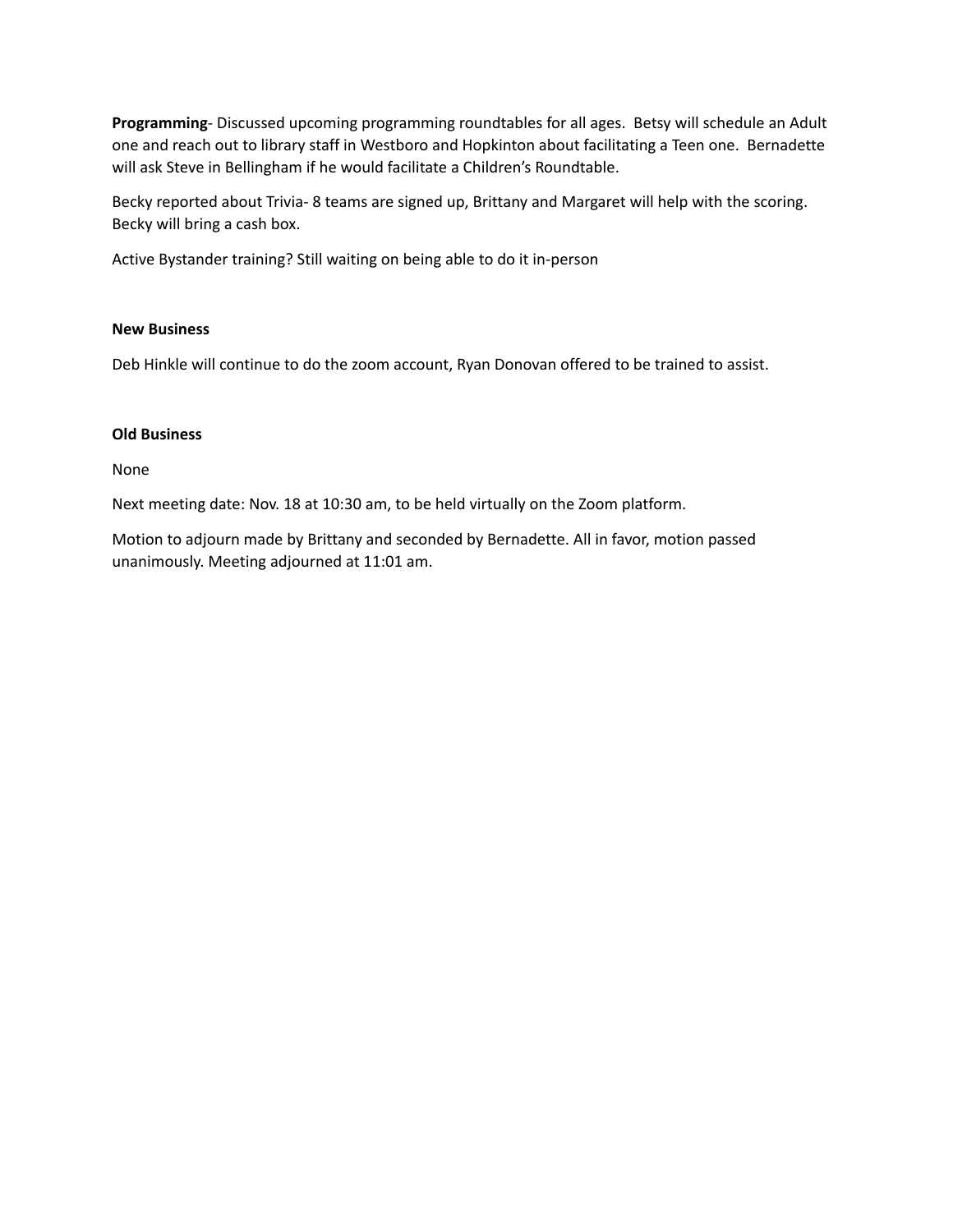**Programming**- Discussed upcoming programming roundtables for all ages. Betsy will schedule an Adult one and reach out to library staff in Westboro and Hopkinton about facilitating a Teen one. Bernadette will ask Steve in Bellingham if he would facilitate a Children's Roundtable.

Becky reported about Trivia- 8 teams are signed up, Brittany and Margaret will help with the scoring. Becky will bring a cash box.

Active Bystander training? Still waiting on being able to do it in-person

**New Business**

Deb Hinkle will continue to do the zoom account, Ryan Donovan offered to be trained to assist.

**Old Business**

None

Next meeting date: Nov. 18 at 10:30 am, to be held virtually on the Zoom platform.

Motion to adjourn made by Brittany and seconded by Bernadette. All in favor, motion passed unanimously. Meeting adjourned at 11:01 am.